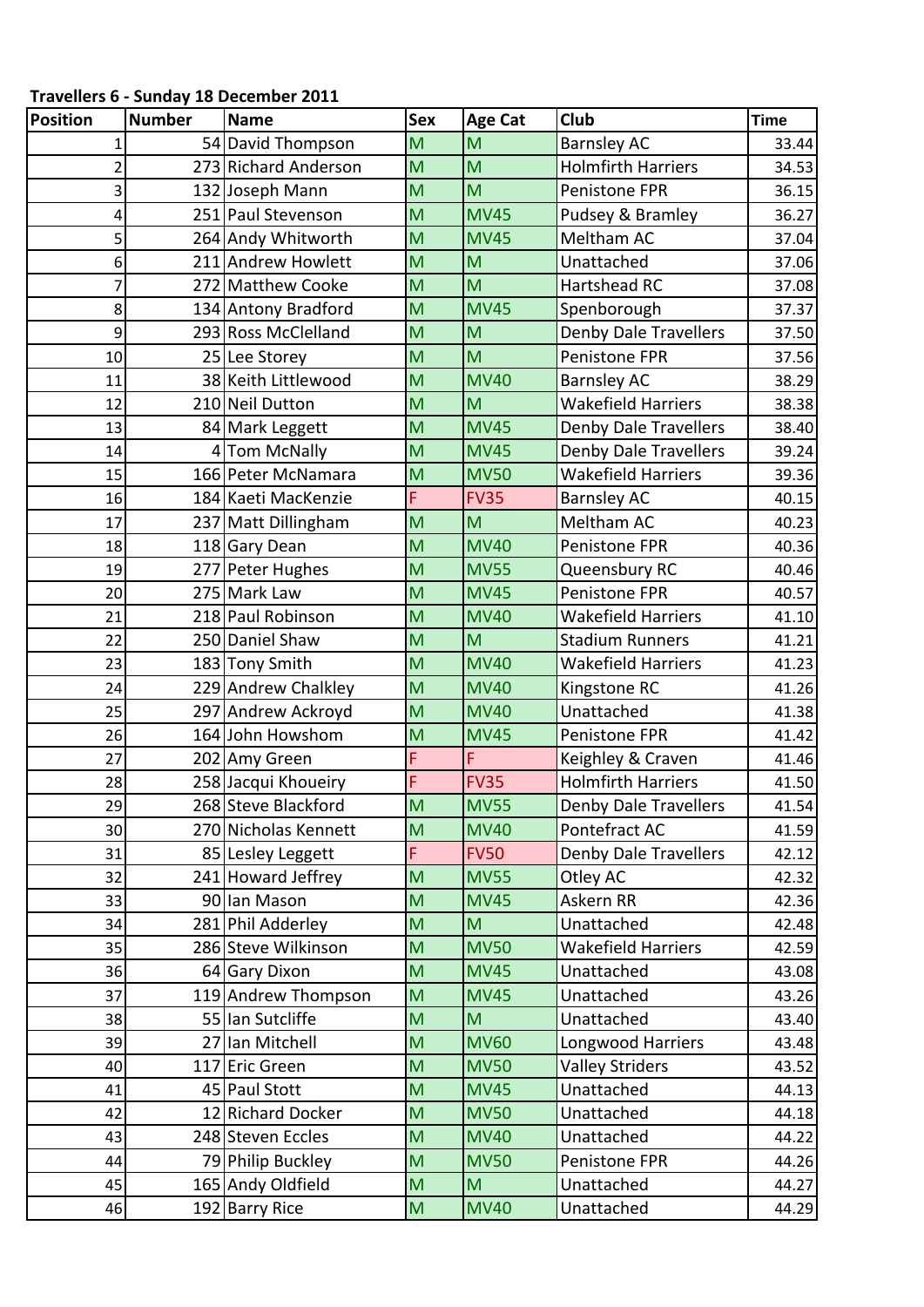**Travellers 6 - Sunday 18 December 2011**

| Position | Number | Name | Sex | Age Cat | Club | Time |
|---|---|---|---|---|---|---|
| 1 | 54 | David Thompson | M | M | Barnsley AC | 33.44 |
| 2 | 273 | Richard Anderson | M | M | Holmfirth Harriers | 34.53 |
| 3 | 132 | Joseph Mann | M | M | Penistone FPR | 36.15 |
| 4 | 251 | Paul Stevenson | M | MV45 | Pudsey & Bramley | 36.27 |
| 5 | 264 | Andy Whitworth | M | MV45 | Meltham AC | 37.04 |
| 6 | 211 | Andrew Howlett | M | M | Unattached | 37.06 |
| 7 | 272 | Matthew Cooke | M | M | Hartshead RC | 37.08 |
| 8 | 134 | Antony Bradford | M | MV45 | Spenborough | 37.37 |
| 9 | 293 | Ross McClelland | M | M | Denby Dale Travellers | 37.50 |
| 10 | 25 | Lee Storey | M | M | Penistone FPR | 37.56 |
| 11 | 38 | Keith Littlewood | M | MV40 | Barnsley AC | 38.29 |
| 12 | 210 | Neil Dutton | M | M | Wakefield Harriers | 38.38 |
| 13 | 84 | Mark Leggett | M | MV45 | Denby Dale Travellers | 38.40 |
| 14 | 4 | Tom McNally | M | MV45 | Denby Dale Travellers | 39.24 |
| 15 | 166 | Peter McNamara | M | MV50 | Wakefield Harriers | 39.36 |
| 16 | 184 | Kaeti MacKenzie | F | FV35 | Barnsley AC | 40.15 |
| 17 | 237 | Matt Dillingham | M | M | Meltham AC | 40.23 |
| 18 | 118 | Gary Dean | M | MV40 | Penistone FPR | 40.36 |
| 19 | 277 | Peter Hughes | M | MV55 | Queensbury RC | 40.46 |
| 20 | 275 | Mark Law | M | MV45 | Penistone FPR | 40.57 |
| 21 | 218 | Paul Robinson | M | MV40 | Wakefield Harriers | 41.10 |
| 22 | 250 | Daniel Shaw | M | M | Stadium Runners | 41.21 |
| 23 | 183 | Tony Smith | M | MV40 | Wakefield Harriers | 41.23 |
| 24 | 229 | Andrew Chalkley | M | MV40 | Kingstone RC | 41.26 |
| 25 | 297 | Andrew Ackroyd | M | MV40 | Unattached | 41.38 |
| 26 | 164 | John Howshom | M | MV45 | Penistone FPR | 41.42 |
| 27 | 202 | Amy Green | F | F | Keighley & Craven | 41.46 |
| 28 | 258 | Jacqui Khoueiry | F | FV35 | Holmfirth Harriers | 41.50 |
| 29 | 268 | Steve Blackford | M | MV55 | Denby Dale Travellers | 41.54 |
| 30 | 270 | Nicholas Kennett | M | MV40 | Pontefract AC | 41.59 |
| 31 | 85 | Lesley Leggett | F | FV50 | Denby Dale Travellers | 42.12 |
| 32 | 241 | Howard Jeffrey | M | MV55 | Otley AC | 42.32 |
| 33 | 90 | Ian Mason | M | MV45 | Askern RR | 42.36 |
| 34 | 281 | Phil Adderley | M | M | Unattached | 42.48 |
| 35 | 286 | Steve Wilkinson | M | MV50 | Wakefield Harriers | 42.59 |
| 36 | 64 | Gary Dixon | M | MV45 | Unattached | 43.08 |
| 37 | 119 | Andrew Thompson | M | MV45 | Unattached | 43.26 |
| 38 | 55 | Ian Sutcliffe | M | M | Unattached | 43.40 |
| 39 | 27 | Ian Mitchell | M | MV60 | Longwood Harriers | 43.48 |
| 40 | 117 | Eric Green | M | MV50 | Valley Striders | 43.52 |
| 41 | 45 | Paul Stott | M | MV45 | Unattached | 44.13 |
| 42 | 12 | Richard Docker | M | MV50 | Unattached | 44.18 |
| 43 | 248 | Steven Eccles | M | MV40 | Unattached | 44.22 |
| 44 | 79 | Philip Buckley | M | MV50 | Penistone FPR | 44.26 |
| 45 | 165 | Andy Oldfield | M | M | Unattached | 44.27 |
| 46 | 192 | Barry Rice | M | MV40 | Unattached | 44.29 |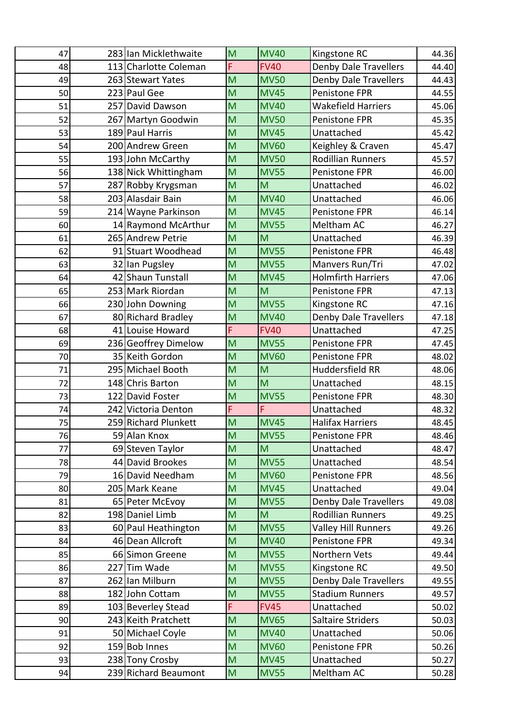| 47 | 283 | Ian Micklethwaite | M | MV40 | Kingstone RC | 44.36 |
|---|---|---|---|---|---|---|
| 48 | 113 | Charlotte Coleman | F | FV40 | Denby Dale Travellers | 44.40 |
| 49 | 263 | Stewart Yates | M | MV50 | Denby Dale Travellers | 44.43 |
| 50 | 223 | Paul Gee | M | MV45 | Penistone FPR | 44.55 |
| 51 | 257 | David Dawson | M | MV40 | Wakefield Harriers | 45.06 |
| 52 | 267 | Martyn Goodwin | M | MV50 | Penistone FPR | 45.35 |
| 53 | 189 | Paul Harris | M | MV45 | Unattached | 45.42 |
| 54 | 200 | Andrew Green | M | MV60 | Keighley & Craven | 45.47 |
| 55 | 193 | John McCarthy | M | MV50 | Rodillian Runners | 45.57 |
| 56 | 138 | Nick Whittingham | M | MV55 | Penistone FPR | 46.00 |
| 57 | 287 | Robby Krygsman | M | M | Unattached | 46.02 |
| 58 | 203 | Alasdair Bain | M | MV40 | Unattached | 46.06 |
| 59 | 214 | Wayne Parkinson | M | MV45 | Penistone FPR | 46.14 |
| 60 | 14 | Raymond McArthur | M | MV55 | Meltham AC | 46.27 |
| 61 | 265 | Andrew Petrie | M | M | Unattached | 46.39 |
| 62 | 91 | Stuart Woodhead | M | MV55 | Penistone FPR | 46.48 |
| 63 | 32 | Ian Pugsley | M | MV55 | Manvers Run/Tri | 47.02 |
| 64 | 42 | Shaun Tunstall | M | MV45 | Holmfirth Harriers | 47.06 |
| 65 | 253 | Mark Riordan | M | M | Penistone FPR | 47.13 |
| 66 | 230 | John Downing | M | MV55 | Kingstone RC | 47.16 |
| 67 | 80 | Richard Bradley | M | MV40 | Denby Dale Travellers | 47.18 |
| 68 | 41 | Louise Howard | F | FV40 | Unattached | 47.25 |
| 69 | 236 | Geoffrey Dimelow | M | MV55 | Penistone FPR | 47.45 |
| 70 | 35 | Keith Gordon | M | MV60 | Penistone FPR | 48.02 |
| 71 | 295 | Michael Booth | M | M | Huddersfield RR | 48.06 |
| 72 | 148 | Chris Barton | M | M | Unattached | 48.15 |
| 73 | 122 | David Foster | M | MV55 | Penistone FPR | 48.30 |
| 74 | 242 | Victoria Denton | F | F | Unattached | 48.32 |
| 75 | 259 | Richard Plunkett | M | MV45 | Halifax Harriers | 48.45 |
| 76 | 59 | Alan Knox | M | MV55 | Penistone FPR | 48.46 |
| 77 | 69 | Steven Taylor | M | M | Unattached | 48.47 |
| 78 | 44 | David Brookes | M | MV55 | Unattached | 48.54 |
| 79 | 16 | David Needham | M | MV60 | Penistone FPR | 48.56 |
| 80 | 205 | Mark Keane | M | MV45 | Unattached | 49.04 |
| 81 | 65 | Peter McEvoy | M | MV55 | Denby Dale Travellers | 49.08 |
| 82 | 198 | Daniel Limb | M | M | Rodillian Runners | 49.25 |
| 83 | 60 | Paul Heathington | M | MV55 | Valley Hill Runners | 49.26 |
| 84 | 46 | Dean Allcroft | M | MV40 | Penistone FPR | 49.34 |
| 85 | 66 | Simon Greene | M | MV55 | Northern Vets | 49.44 |
| 86 | 227 | Tim Wade | M | MV55 | Kingstone RC | 49.50 |
| 87 | 262 | Ian Milburn | M | MV55 | Denby Dale Travellers | 49.55 |
| 88 | 182 | John Cottam | M | MV55 | Stadium Runners | 49.57 |
| 89 | 103 | Beverley Stead | F | FV45 | Unattached | 50.02 |
| 90 | 243 | Keith Pratchett | M | MV65 | Saltaire Striders | 50.03 |
| 91 | 50 | Michael Coyle | M | MV40 | Unattached | 50.06 |
| 92 | 159 | Bob Innes | M | MV60 | Penistone FPR | 50.26 |
| 93 | 238 | Tony Crosby | M | MV45 | Unattached | 50.27 |
| 94 | 239 | Richard Beaumont | M | MV55 | Meltham AC | 50.28 |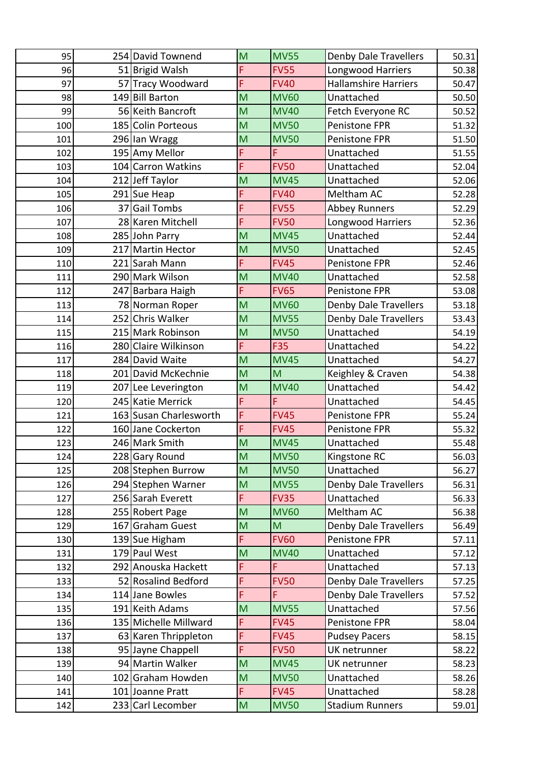| | | | | | | |
|---|---|---|---|---|---|---|
| 95 | 254 | David Townend | M | MV55 | Denby Dale Travellers | 50.31 |
| 96 | 51 | Brigid Walsh | F | FV55 | Longwood Harriers | 50.38 |
| 97 | 57 | Tracy Woodward | F | FV40 | Hallamshire Harriers | 50.47 |
| 98 | 149 | Bill Barton | M | MV60 | Unattached | 50.50 |
| 99 | 56 | Keith Bancroft | M | MV40 | Fetch Everyone RC | 50.52 |
| 100 | 185 | Colin Porteous | M | MV50 | Penistone FPR | 51.32 |
| 101 | 296 | Ian Wragg | M | MV50 | Penistone FPR | 51.50 |
| 102 | 195 | Amy Mellor | F | F | Unattached | 51.55 |
| 103 | 104 | Carron Watkins | F | FV50 | Unattached | 52.04 |
| 104 | 212 | Jeff Taylor | M | MV45 | Unattached | 52.06 |
| 105 | 291 | Sue Heap | F | FV40 | Meltham AC | 52.28 |
| 106 | 37 | Gail Tombs | F | FV55 | Abbey Runners | 52.29 |
| 107 | 28 | Karen Mitchell | F | FV50 | Longwood Harriers | 52.36 |
| 108 | 285 | John Parry | M | MV45 | Unattached | 52.44 |
| 109 | 217 | Martin Hector | M | MV50 | Unattached | 52.45 |
| 110 | 221 | Sarah Mann | F | FV45 | Penistone FPR | 52.46 |
| 111 | 290 | Mark Wilson | M | MV40 | Unattached | 52.58 |
| 112 | 247 | Barbara Haigh | F | FV65 | Penistone FPR | 53.08 |
| 113 | 78 | Norman Roper | M | MV60 | Denby Dale Travellers | 53.18 |
| 114 | 252 | Chris Walker | M | MV55 | Denby Dale Travellers | 53.43 |
| 115 | 215 | Mark Robinson | M | MV50 | Unattached | 54.19 |
| 116 | 280 | Claire Wilkinson | F | F35 | Unattached | 54.22 |
| 117 | 284 | David Waite | M | MV45 | Unattached | 54.27 |
| 118 | 201 | David McKechnie | M | M | Keighley & Craven | 54.38 |
| 119 | 207 | Lee Leverington | M | MV40 | Unattached | 54.42 |
| 120 | 245 | Katie Merrick | F | F | Unattached | 54.45 |
| 121 | 163 | Susan Charlesworth | F | FV45 | Penistone FPR | 55.24 |
| 122 | 160 | Jane Cockerton | F | FV45 | Penistone FPR | 55.32 |
| 123 | 246 | Mark Smith | M | MV45 | Unattached | 55.48 |
| 124 | 228 | Gary Round | M | MV50 | Kingstone RC | 56.03 |
| 125 | 208 | Stephen Burrow | M | MV50 | Unattached | 56.27 |
| 126 | 294 | Stephen Warner | M | MV55 | Denby Dale Travellers | 56.31 |
| 127 | 256 | Sarah Everett | F | FV35 | Unattached | 56.33 |
| 128 | 255 | Robert Page | M | MV60 | Meltham AC | 56.38 |
| 129 | 167 | Graham Guest | M | M | Denby Dale Travellers | 56.49 |
| 130 | 139 | Sue Higham | F | FV60 | Penistone FPR | 57.11 |
| 131 | 179 | Paul West | M | MV40 | Unattached | 57.12 |
| 132 | 292 | Anouska Hackett | F | F | Unattached | 57.13 |
| 133 | 52 | Rosalind Bedford | F | FV50 | Denby Dale Travellers | 57.25 |
| 134 | 114 | Jane Bowles | F | F | Denby Dale Travellers | 57.52 |
| 135 | 191 | Keith Adams | M | MV55 | Unattached | 57.56 |
| 136 | 135 | Michelle Millward | F | FV45 | Penistone FPR | 58.04 |
| 137 | 63 | Karen Thrippleton | F | FV45 | Pudsey Pacers | 58.15 |
| 138 | 95 | Jayne Chappell | F | FV50 | UK netrunner | 58.22 |
| 139 | 94 | Martin Walker | M | MV45 | UK netrunner | 58.23 |
| 140 | 102 | Graham Howden | M | MV50 | Unattached | 58.26 |
| 141 | 101 | Joanne Pratt | F | FV45 | Unattached | 58.28 |
| 142 | 233 | Carl Lecomber | M | MV50 | Stadium Runners | 59.01 |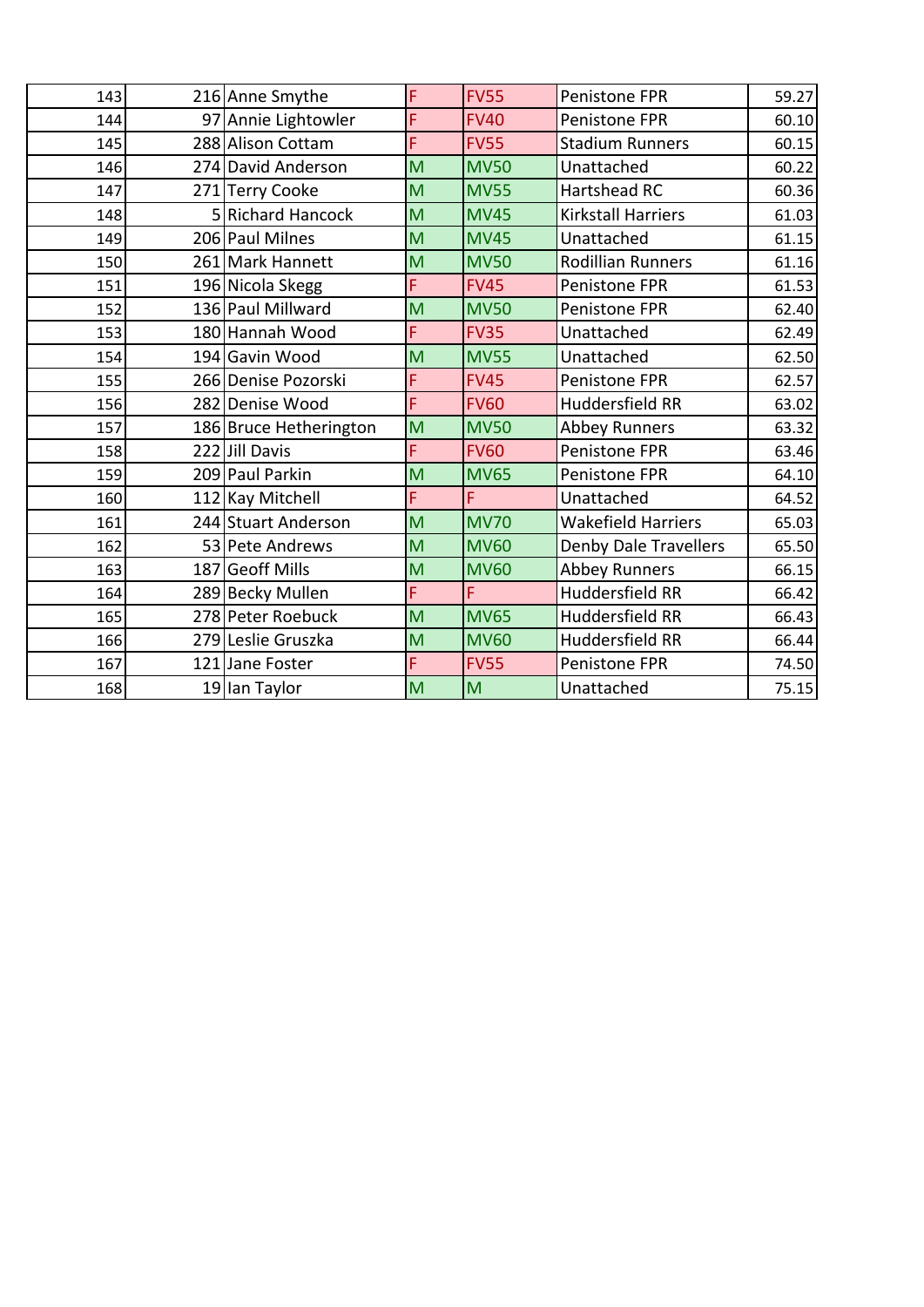| | | | | | | |
|---|---|---|---|---|---|---|
| 143 | 216 | Anne Smythe | F | FV55 | Penistone FPR | 59.27 |
| 144 | 97 | Annie Lightowler | F | FV40 | Penistone FPR | 60.10 |
| 145 | 288 | Alison Cottam | F | FV55 | Stadium Runners | 60.15 |
| 146 | 274 | David Anderson | M | MV50 | Unattached | 60.22 |
| 147 | 271 | Terry Cooke | M | MV55 | Hartshead RC | 60.36 |
| 148 | 5 | Richard Hancock | M | MV45 | Kirkstall Harriers | 61.03 |
| 149 | 206 | Paul Milnes | M | MV45 | Unattached | 61.15 |
| 150 | 261 | Mark Hannett | M | MV50 | Rodillian Runners | 61.16 |
| 151 | 196 | Nicola Skegg | F | FV45 | Penistone FPR | 61.53 |
| 152 | 136 | Paul Millward | M | MV50 | Penistone FPR | 62.40 |
| 153 | 180 | Hannah Wood | F | FV35 | Unattached | 62.49 |
| 154 | 194 | Gavin Wood | M | MV55 | Unattached | 62.50 |
| 155 | 266 | Denise Pozorski | F | FV45 | Penistone FPR | 62.57 |
| 156 | 282 | Denise Wood | F | FV60 | Huddersfield RR | 63.02 |
| 157 | 186 | Bruce Hetherington | M | MV50 | Abbey Runners | 63.32 |
| 158 | 222 | Jill Davis | F | FV60 | Penistone FPR | 63.46 |
| 159 | 209 | Paul Parkin | M | MV65 | Penistone FPR | 64.10 |
| 160 | 112 | Kay Mitchell | F | F | Unattached | 64.52 |
| 161 | 244 | Stuart Anderson | M | MV70 | Wakefield Harriers | 65.03 |
| 162 | 53 | Pete Andrews | M | MV60 | Denby Dale Travellers | 65.50 |
| 163 | 187 | Geoff Mills | M | MV60 | Abbey Runners | 66.15 |
| 164 | 289 | Becky Mullen | F | F | Huddersfield RR | 66.42 |
| 165 | 278 | Peter Roebuck | M | MV65 | Huddersfield RR | 66.43 |
| 166 | 279 | Leslie Gruszka | M | MV60 | Huddersfield RR | 66.44 |
| 167 | 121 | Jane Foster | F | FV55 | Penistone FPR | 74.50 |
| 168 | 19 | Ian Taylor | M | M | Unattached | 75.15 |